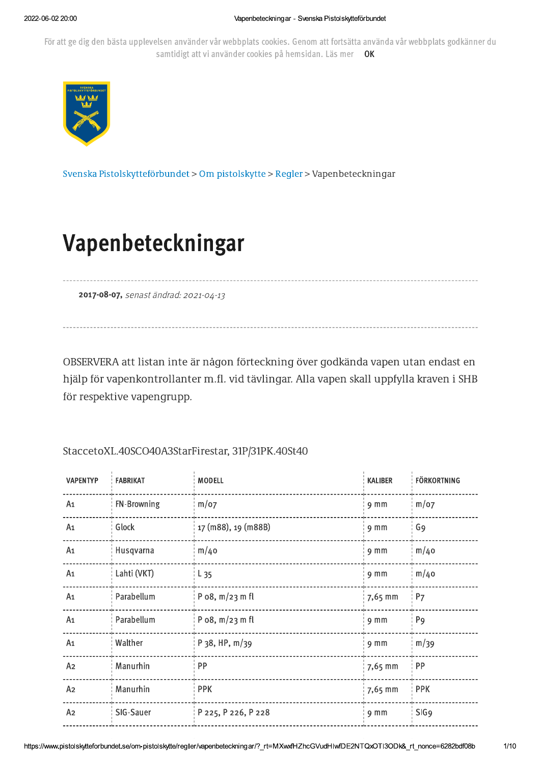För att ge dig den bästa upplevelsen använder vår webbplats cookies. Genom att fortsätta använda vår webbplats godkänner du samtidigt att vi använder cookies på hemsidan. Läs mer OK

Svenska Pistolskytteförbundet > Om pistolskytte > Regler > Vapenbeteckningar

# Vapenbeteckningar

**2017-08-07,** *senast ändrad: 2021-04-13*

OBSERVERA att listan inte är någon förteckning över godkända vapen utan endast en hjälp för vapenkontrollanter m.fl. vid tävlingar. Alla vapen skall uppfylla kraven i SHB för respektive vapengrupp.

StaccetoXL.40SCO40A3StarFirestar, 31P/31PK.40St40

| VAPENTYP | FABRIKAT | MODELL | KALIBER | FÖRKORTNING |
|---|---|---|---|---|
| A1 | FN-Browning | m/07 | 9 mm | m/07 |
| A1 | Glock | 17 (m88), 19 (m88B) | 9 mm | G9 |
| A1 | Husqvarna | m/40 | 9 mm | m/40 |
| A1 | Lahti (VKT) | L 35 | 9 mm | m/40 |
| A1 | Parabellum | P 08, m/23 m fl | 7,65 mm | P7 |
| A1 | Parabellum | P 08, m/23 m fl | 9 mm | P9 |
| A1 | Walther | P 38, HP, m/39 | 9 mm | m/39 |
| A2 | Manurhin | PP | 7,65 mm | PP |
| A2 | Manurhin | PPK | 7,65 mm | PPK |
| A2 | SIG-Sauer | P 225, P 226, P 228 | 9 mm | SIG9 |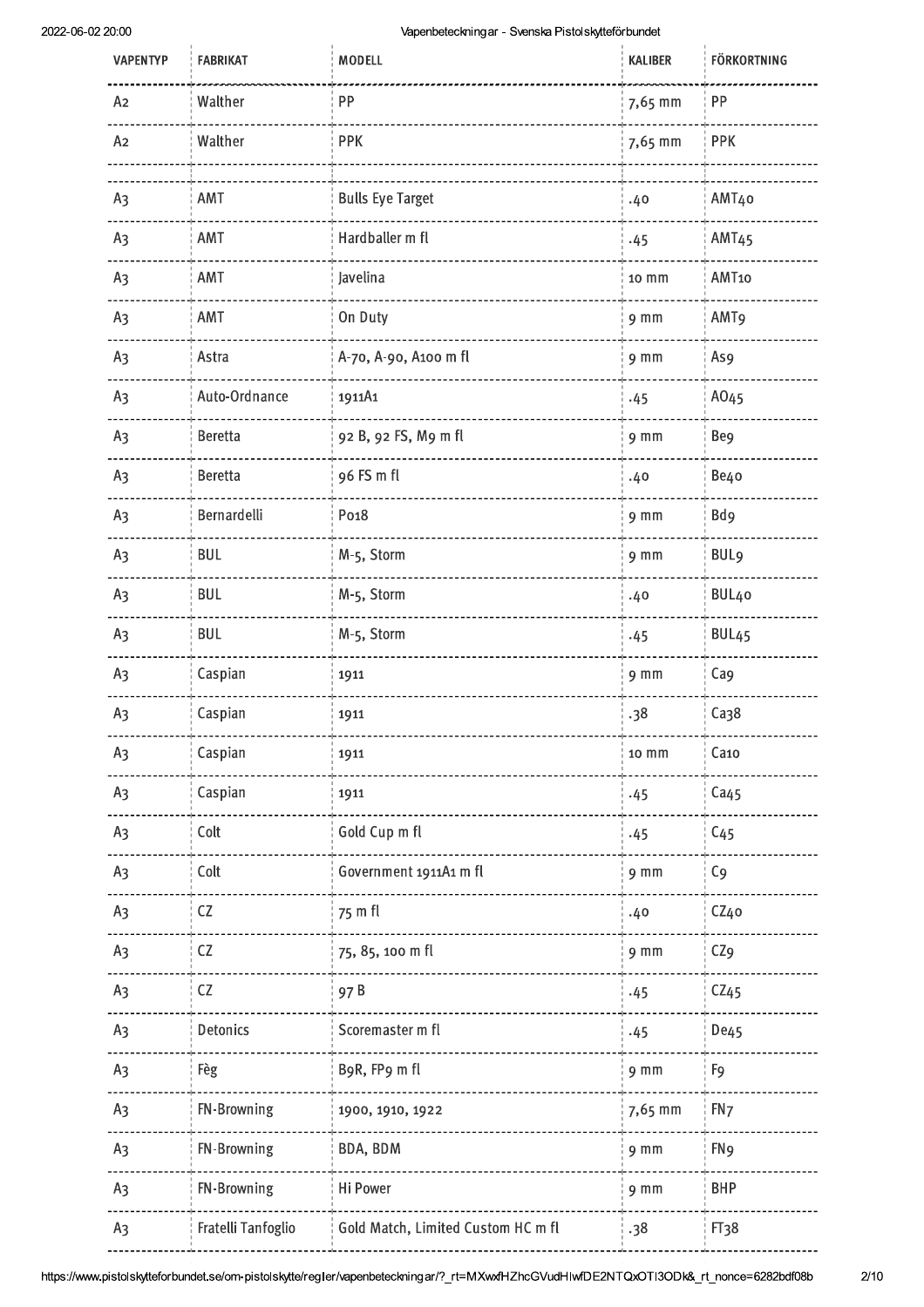| VAPENTYP | FABRIKAT | MODELL | KALIBER | FÖRKORTNING |
|---|---|---|---|---|
| A2 | Walther | PP | 7,65 mm | PP |
| A2 | Walther | PPK | 7,65 mm | PPK |
| A3 | AMT | Bulls Eye Target | .40 | AMT40 |
| A3 | AMT | Hardballer m fl | .45 | AMT45 |
| A3 | AMT | Javelina | 10 mm | AMT10 |
| A3 | AMT | On Duty | 9 mm | AMT9 |
| A3 | Astra | A-70, A-90, A100 m fl | 9 mm | As9 |
| A3 | Auto-Ordnance | 1911A1 | .45 | AO45 |
| A3 | Beretta | 92 B, 92 FS, M9 m fl | 9 mm | Be9 |
| A3 | Beretta | 96 FS m fl | .40 | Be40 |
| A3 | Bernardelli | P018 | 9 mm | Bd9 |
| A3 | BUL | M-5, Storm | 9 mm | BUL9 |
| A3 | BUL | M-5, Storm | .40 | BUL40 |
| A3 | BUL | M-5, Storm | .45 | BUL45 |
| A3 | Caspian | 1911 | 9 mm | Ca9 |
| A3 | Caspian | 1911 | .38 | Ca38 |
| A3 | Caspian | 1911 | 10 mm | Ca10 |
| A3 | Caspian | 1911 | .45 | Ca45 |
| A3 | Colt | Gold Cup m fl | .45 | C45 |
| A3 | Colt | Government 1911A1 m fl | 9 mm | C9 |
| A3 | CZ | 75 m fl | .40 | CZ40 |
| A3 | CZ | 75, 85, 100 m fl | 9 mm | CZ9 |
| A3 | CZ | 97 B | .45 | CZ45 |
| A3 | Detonics | Scoremaster m fl | .45 | De45 |
| A3 | Fèg | B9R, FP9 m fl | 9 mm | F9 |
| A3 | FN-Browning | 1900, 1910, 1922 | 7,65 mm | FN7 |
| A3 | FN-Browning | BDA, BDM | 9 mm | FN9 |
| A3 | FN-Browning | Hi Power | 9 mm | BHP |
| A3 | Fratelli Tanfoglio | Gold Match, Limited Custom HC m fl | .38 | FT38 |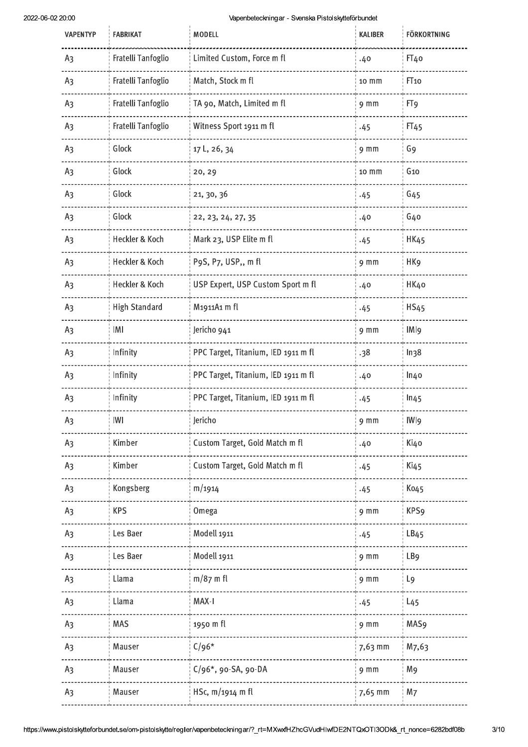| VAPENTYP | FABRIKAT | MODELL | KALIBER | FÖRKORTNING |
|---|---|---|---|---|
| A3 | Fratelli Tanfoglio | Limited Custom, Force m fl | .40 | FT40 |
| A3 | Fratelli Tanfoglio | Match, Stock m fl | 10 mm | FT10 |
| A3 | Fratelli Tanfoglio | TA 90, Match, Limited m fl | 9 mm | FT9 |
| A3 | Fratelli Tanfoglio | Witness Sport 1911 m fl | .45 | FT45 |
| A3 | Glock | 17 L, 26, 34 | 9 mm | G9 |
| A3 | Glock | 20, 29 | 10 mm | G10 |
| A3 | Glock | 21, 30, 36 | .45 | G45 |
| A3 | Glock | 22, 23, 24, 27, 35 | .40 | G40 |
| A3 | Heckler & Koch | Mark 23, USP Elite m fl | .45 | HK45 |
| A3 | Heckler & Koch | P9S, P7, USP,, m fl | 9 mm | HK9 |
| A3 | Heckler & Koch | USP Expert, USP Custom Sport m fl | .40 | HK40 |
| A3 | High Standard | M1911A1 m fl | .45 | HS45 |
| A3 | IMI | Jericho 941 | 9 mm | IMI9 |
| A3 | Infinity | PPC Target, Titanium, IED 1911 m fl | .38 | In38 |
| A3 | Infinity | PPC Target, Titanium, IED 1911 m fl | .40 | In40 |
| A3 | Infinity | PPC Target, Titanium, IED 1911 m fl | .45 | In45 |
| A3 | IWI | Jericho | 9 mm | IWI9 |
| A3 | Kimber | Custom Target, Gold Match m fl | .40 | Ki40 |
| A3 | Kimber | Custom Target, Gold Match m fl | .45 | Ki45 |
| A3 | Kongsberg | m/1914 | .45 | Ko45 |
| A3 | KPS | Omega | 9 mm | KPS9 |
| A3 | Les Baer | Modell 1911 | .45 | LB45 |
| A3 | Les Baer | Modell 1911 | 9 mm | LB9 |
| A3 | Llama | m/87 m fl | 9 mm | L9 |
| A3 | Llama | MAX-I | .45 | L45 |
| A3 | MAS | 1950 m fl | 9 mm | MAS9 |
| A3 | Mauser | C/96* | 7,63 mm | M7,63 |
| A3 | Mauser | C/96*, 90-SA, 90-DA | 9 mm | M9 |
| A3 | Mauser | HSc, m/1914 m fl | 7,65 mm | M7 |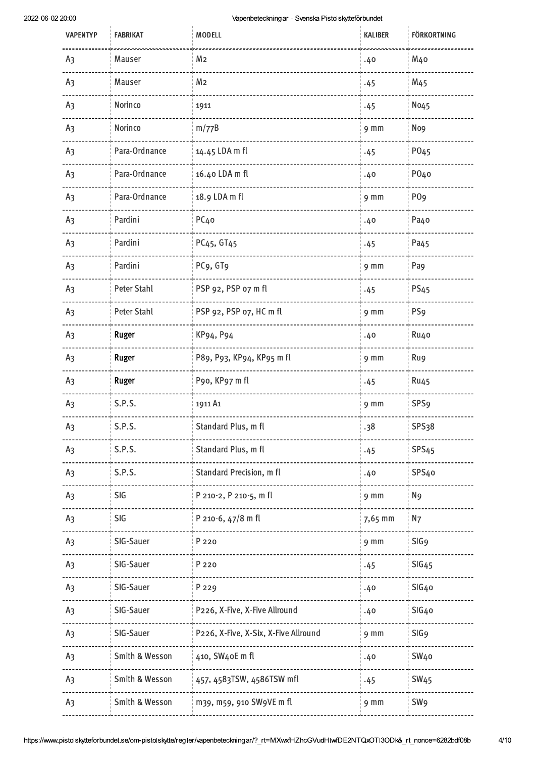| VAPENTYP | FABRIKAT | MODELL | KALIBER | FÖRKORTNING |
|---|---|---|---|---|
| A3 | Mauser | M2 | .40 | M40 |
| A3 | Mauser | M2 | .45 | M45 |
| A3 | Norinco | 1911 | .45 | No45 |
| A3 | Norinco | m/77B | 9 mm | No9 |
| A3 | Para-Ordnance | 14.45 LDA m fl | .45 | PO45 |
| A3 | Para-Ordnance | 16.40 LDA m fl | .40 | PO40 |
| A3 | Para-Ordnance | 18.9 LDA m fl | 9 mm | PO9 |
| A3 | Pardini | PC40 | .40 | Pa40 |
| A3 | Pardini | PC45, GT45 | .45 | Pa45 |
| A3 | Pardini | PC9, GT9 | 9 mm | Pa9 |
| A3 | Peter Stahl | PSP 92, PSP 07 m fl | .45 | PS45 |
| A3 | Peter Stahl | PSP 92, PSP 07, HC m fl | 9 mm | PS9 |
| A3 | Ruger | KP94, P94 | .40 | Ru40 |
| A3 | Ruger | P89, P93, KP94, KP95 m fl | 9 mm | Ru9 |
| A3 | Ruger | P90, KP97 m fl | .45 | Ru45 |
| A3 | S.P.S. | 1911 A1 | 9 mm | SPS9 |
| A3 | S.P.S. | Standard Plus, m fl | .38 | SPS38 |
| A3 | S.P.S. | Standard Plus, m fl | .45 | SPS45 |
| A3 | S.P.S. | Standard Precision, m fl | .40 | SPS40 |
| A3 | SIG | P 210-2, P 210-5, m fl | 9 mm | N9 |
| A3 | SIG | P 210-6, 47/8 m fl | 7,65 mm | N7 |
| A3 | SIG-Sauer | P 220 | 9 mm | SIG9 |
| A3 | SIG-Sauer | P 220 | .45 | SIG45 |
| A3 | SIG-Sauer | P 229 | .40 | SIG40 |
| A3 | SIG-Sauer | P226, X-Five, X-Five Allround | .40 | SIG40 |
| A3 | SIG-Sauer | P226, X-Five, X-Six, X-Five Allround | 9 mm | SIG9 |
| A3 | Smith & Wesson | 410, SW40E m fl | .40 | SW40 |
| A3 | Smith & Wesson | 457, 4583TSW, 4586TSW mfl | .45 | SW45 |
| A3 | Smith & Wesson | m39, m59, 910 SW9VE m fl | 9 mm | SW9 |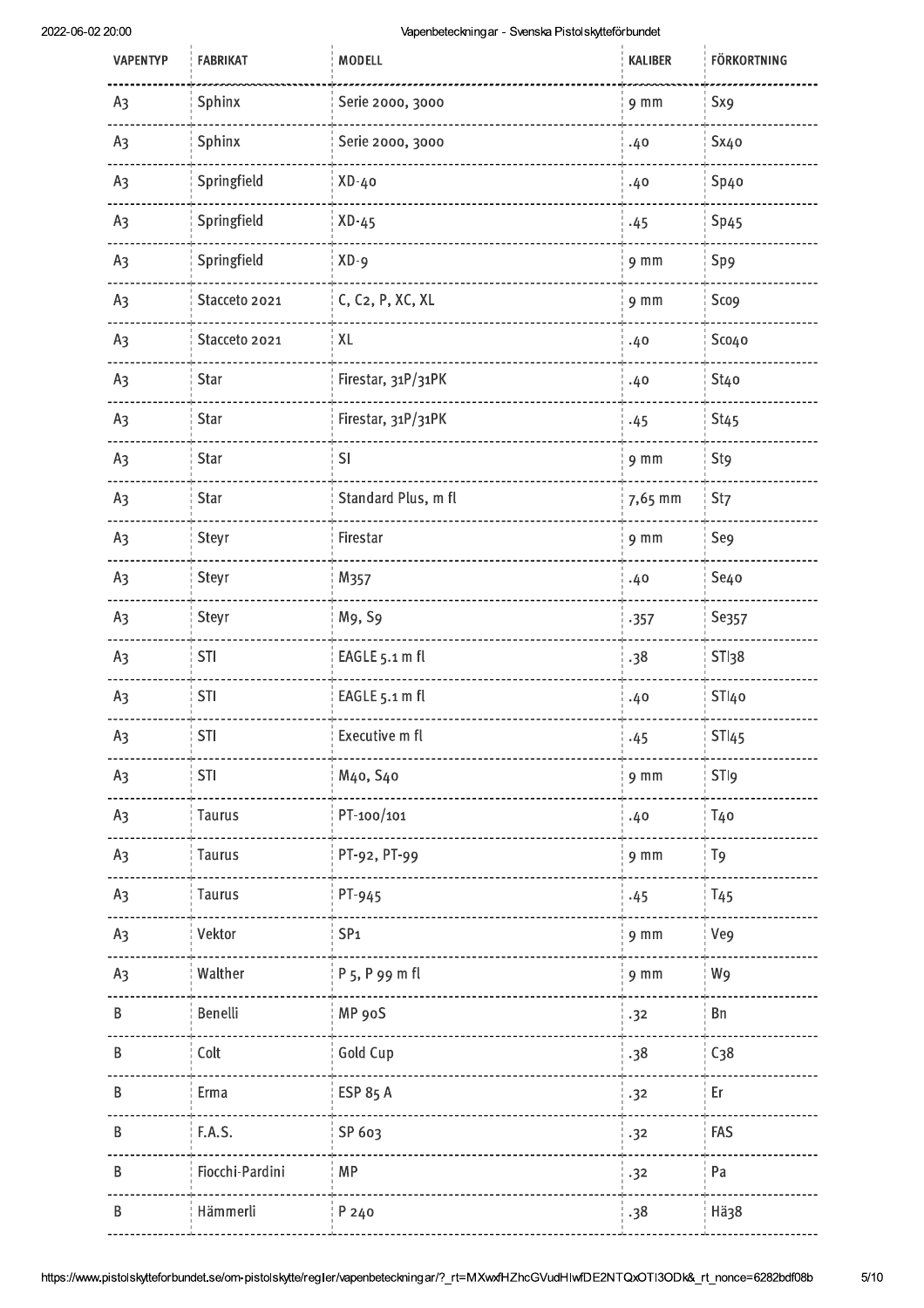| VAPENTYP | FABRIKAT | MODELL | KALIBER | FÖRKORTNING |
|---|---|---|---|---|
| A3 | Sphinx | Serie 2000, 3000 | 9 mm | Sx9 |
| A3 | Sphinx | Serie 2000, 3000 | .40 | Sx40 |
| A3 | Springfield | XD-40 | .40 | Sp40 |
| A3 | Springfield | XD-45 | .45 | Sp45 |
| A3 | Springfield | XD-9 | 9 mm | Sp9 |
| A3 | Stacceto 2021 | C, C2, P, XC, XL | 9 mm | Sco9 |
| A3 | Stacceto 2021 | XL | .40 | Sco40 |
| A3 | Star | Firestar, 31P/31PK | .40 | St40 |
| A3 | Star | Firestar, 31P/31PK | .45 | St45 |
| A3 | Star | SI | 9 mm | St9 |
| A3 | Star | Standard Plus, m fl | 7,65 mm | St7 |
| A3 | Steyr | Firestar | 9 mm | Se9 |
| A3 | Steyr | M357 | .40 | Se40 |
| A3 | Steyr | M9, S9 | .357 | Se357 |
| A3 | STI | EAGLE 5.1 m fl | .38 | STI38 |
| A3 | STI | EAGLE 5.1 m fl | .40 | STI40 |
| A3 | STI | Executive m fl | .45 | STI45 |
| A3 | STI | M40, S40 | 9 mm | STI9 |
| A3 | Taurus | PT-100/101 | .40 | T40 |
| A3 | Taurus | PT-92, PT-99 | 9 mm | T9 |
| A3 | Taurus | PT-945 | .45 | T45 |
| A3 | Vektor | SP1 | 9 mm | Ve9 |
| A3 | Walther | P 5, P 99 m fl | 9 mm | W9 |
| B | Benelli | MP 90S | .32 | Bn |
| B | Colt | Gold Cup | .38 | C38 |
| B | Erma | ESP 85 A | .32 | Er |
| B | F.A.S. | SP 603 | .32 | FAS |
| B | Fiocchi-Pardini | MP | .32 | Pa |
| B | Hämmerli | P 240 | .38 | Hä38 |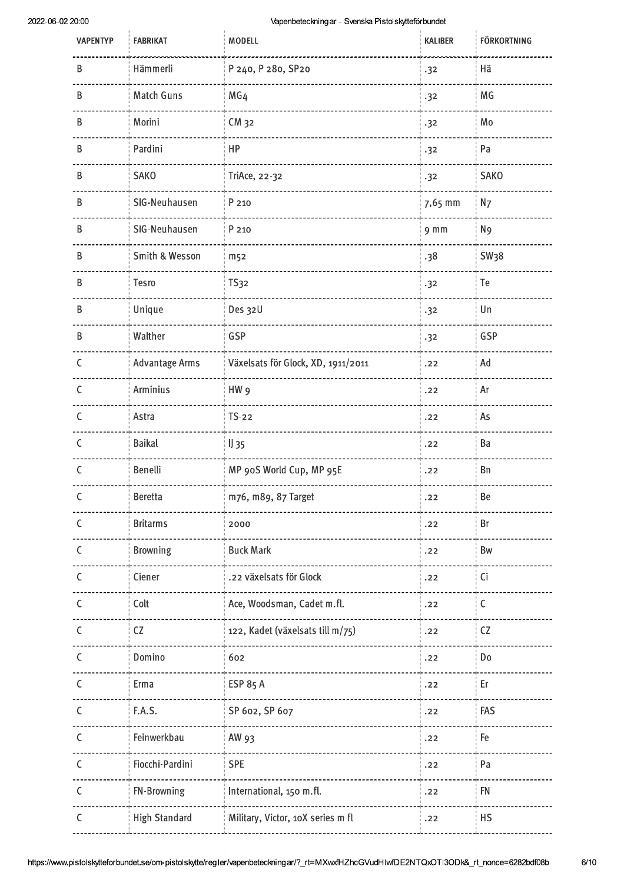| VAPENTYP | FABRIKAT | MODELL | KALIBER | FÖRKORTNING |
|---|---|---|---|---|
| B | Hämmerli | P 240, P 280, SP20 | .32 | Hä |
| B | Match Guns | MG4 | .32 | MG |
| B | Morini | CM 32 | .32 | Mo |
| B | Pardini | HP | .32 | Pa |
| B | SAKO | TriAce, 22-32 | .32 | SAKO |
| B | SIG-Neuhausen | P 210 | 7,65 mm | N7 |
| B | SIG-Neuhausen | P 210 | 9 mm | N9 |
| B | Smith & Wesson | m52 | .38 | SW38 |
| B | Tesro | TS32 | .32 | Te |
| B | Unique | Des 32U | .32 | Un |
| B | Walther | GSP | .32 | GSP |
| C | Advantage Arms | Växelsats för Glock, XD, 1911/2011 | .22 | Ad |
| C | Arminius | HW 9 | .22 | Ar |
| C | Astra | TS-22 | .22 | As |
| C | Baikal | IJ 35 | .22 | Ba |
| C | Benelli | MP 90S World Cup, MP 95E | .22 | Bn |
| C | Beretta | m76, m89, 87 Target | .22 | Be |
| C | Britarms | 2000 | .22 | Br |
| C | Browning | Buck Mark | .22 | Bw |
| C | Ciener | .22 växelsats för Glock | .22 | Ci |
| C | Colt | Ace, Woodsman, Cadet m.fl. | .22 | C |
| C | CZ | 122, Kadet (växelsats till m/75) | .22 | CZ |
| C | Domino | 602 | .22 | Do |
| C | Erma | ESP 85 A | .22 | Er |
| C | F.A.S. | SP 602, SP 607 | .22 | FAS |
| C | Feinwerkbau | AW 93 | .22 | Fe |
| C | Fiocchi-Pardini | SPE | .22 | Pa |
| C | FN-Browning | International, 150 m.fl. | .22 | FN |
| C | High Standard | Military, Victor, 10X series m fl | .22 | HS |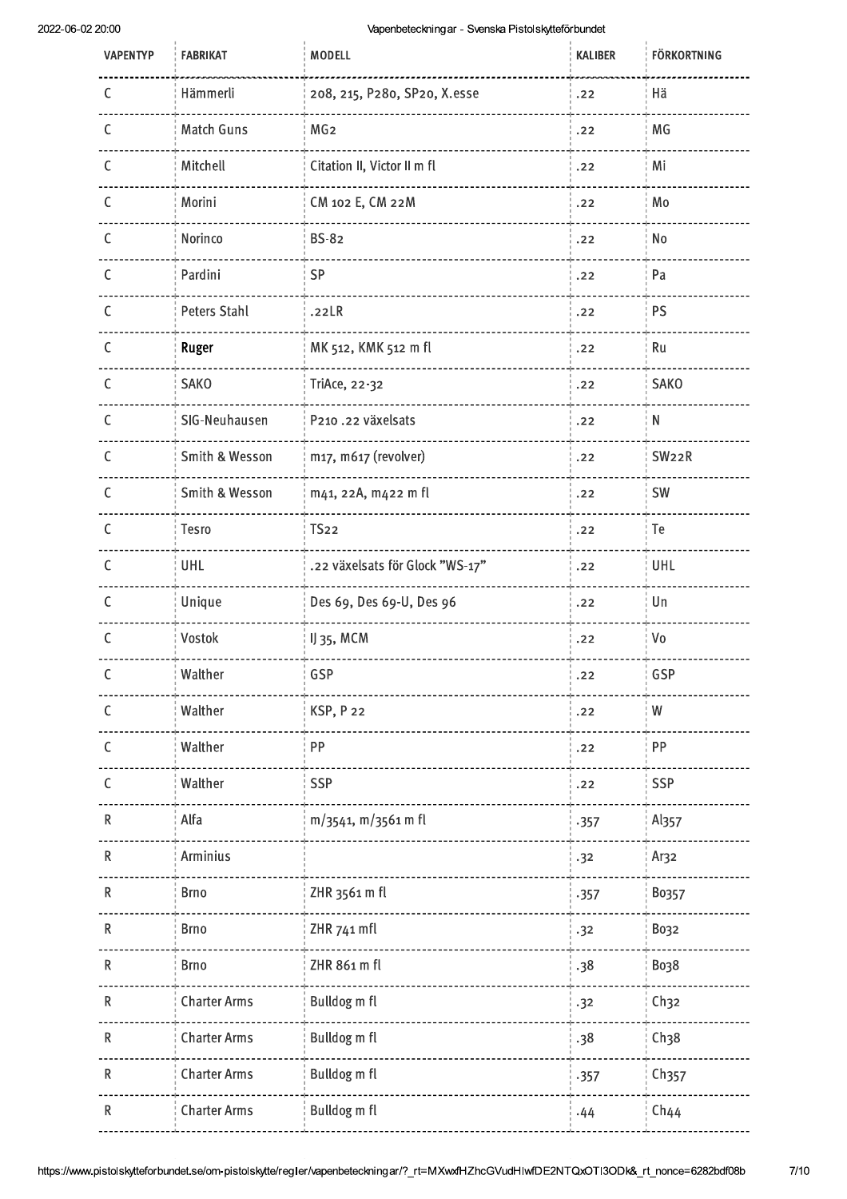| VAPENTYP | FABRIKAT | MODELL | KALIBER | FÖRKORTNING |
| --- | --- | --- | --- | --- |
| C | Hämmerli | 208, 215, P280, SP20, X.esse | .22 | Hä |
| C | Match Guns | MG2 | .22 | MG |
| C | Mitchell | Citation II, Victor II m fl | .22 | Mi |
| C | Morini | CM 102 E, CM 22M | .22 | Mo |
| C | Norinco | BS-82 | .22 | No |
| C | Pardini | SP | .22 | Pa |
| C | Peters Stahl | .22LR | .22 | PS |
| C | Ruger | MK 512, KMK 512 m fl | .22 | Ru |
| C | SAKO | TriAce, 22-32 | .22 | SAKO |
| C | SIG-Neuhausen | P210 .22 växelsats | .22 | N |
| C | Smith & Wesson | m17, m617 (revolver) | .22 | SW22R |
| C | Smith & Wesson | m41, 22A, m422 m fl | .22 | SW |
| C | Tesro | TS22 | .22 | Te |
| C | UHL | .22 växelsats för Glock ”WS-17” | .22 | UHL |
| C | Unique | Des 69, Des 69-U, Des 96 | .22 | Un |
| C | Vostok | IJ 35, MCM | .22 | Vo |
| C | Walther | GSP | .22 | GSP |
| C | Walther | KSP, P 22 | .22 | W |
| C | Walther | PP | .22 | PP |
| C | Walther | SSP | .22 | SSP |
| R | Alfa | m/3541, m/3561 m fl | .357 | Al357 |
| R | Arminius | | .32 | Ar32 |
| R | Brno | ZHR 3561 m fl | .357 | Bo357 |
| R | Brno | ZHR 741 mfl | .32 | Bo32 |
| R | Brno | ZHR 861 m fl | .38 | Bo38 |
| R | Charter Arms | Bulldog m fl | .32 | Ch32 |
| R | Charter Arms | Bulldog m fl | .38 | Ch38 |
| R | Charter Arms | Bulldog m fl | .357 | Ch357 |
| R | Charter Arms | Bulldog m fl | .44 | Ch44 |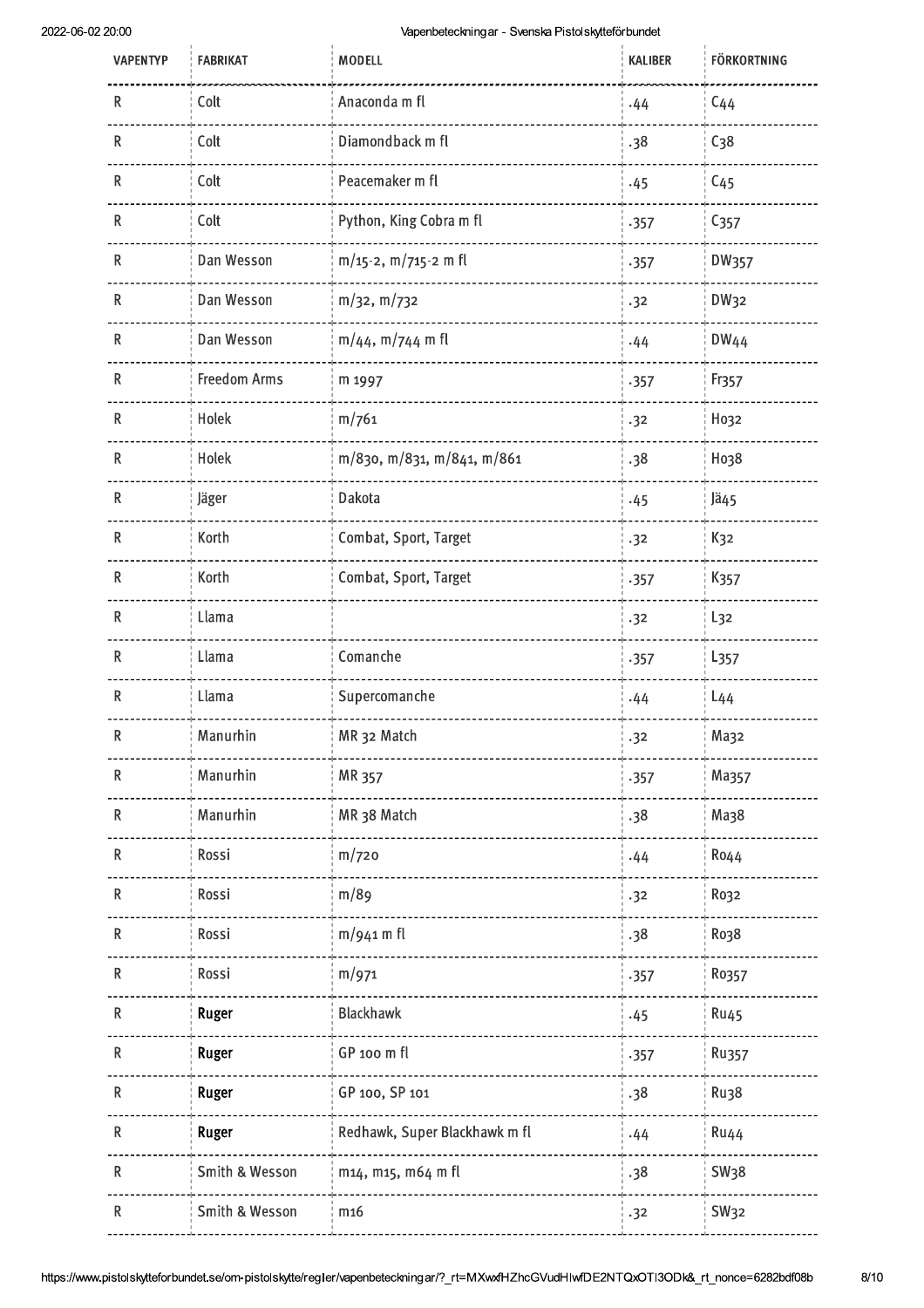| VAPENTYP | FABRIKAT | MODELL | KALIBER | FÖRKORTNING |
|---|---|---|---|---|
| R | Colt | Anaconda m fl | .44 | C44 |
| R | Colt | Diamondback m fl | .38 | C38 |
| R | Colt | Peacemaker m fl | .45 | C45 |
| R | Colt | Python, King Cobra m fl | .357 | C357 |
| R | Dan Wesson | m/15-2, m/715-2 m fl | .357 | DW357 |
| R | Dan Wesson | m/32, m/732 | .32 | DW32 |
| R | Dan Wesson | m/44, m/744 m fl | .44 | DW44 |
| R | Freedom Arms | m 1997 | .357 | Fr357 |
| R | Holek | m/761 | .32 | Ho32 |
| R | Holek | m/830, m/831, m/841, m/861 | .38 | Ho38 |
| R | Jäger | Dakota | .45 | Jä45 |
| R | Korth | Combat, Sport, Target | .32 | K32 |
| R | Korth | Combat, Sport, Target | .357 | K357 |
| R | Llama | | .32 | L32 |
| R | Llama | Comanche | .357 | L357 |
| R | Llama | Supercomanche | .44 | L44 |
| R | Manurhin | MR 32 Match | .32 | Ma32 |
| R | Manurhin | MR 357 | .357 | Ma357 |
| R | Manurhin | MR 38 Match | .38 | Ma38 |
| R | Rossi | m/720 | .44 | Ro44 |
| R | Rossi | m/89 | .32 | Ro32 |
| R | Rossi | m/941 m fl | .38 | Ro38 |
| R | Rossi | m/971 | .357 | Ro357 |
| R | Ruger | Blackhawk | .45 | Ru45 |
| R | Ruger | GP 100 m fl | .357 | Ru357 |
| R | Ruger | GP 100, SP 101 | .38 | Ru38 |
| R | Ruger | Redhawk, Super Blackhawk m fl | .44 | Ru44 |
| R | Smith & Wesson | m14, m15, m64 m fl | .38 | SW38 |
| R | Smith & Wesson | m16 | .32 | SW32 |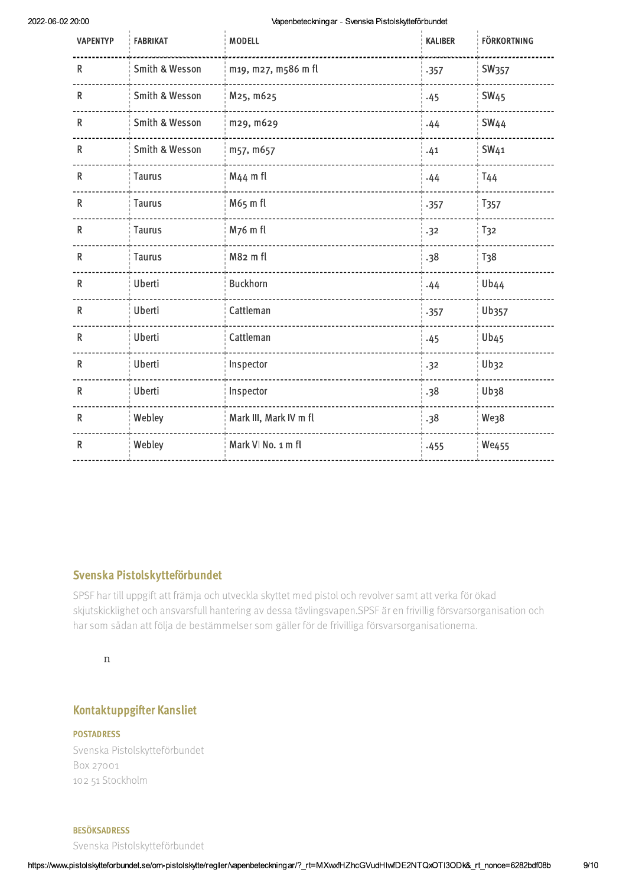| VAPENTYP | FABRIKAT | MODELL | KALIBER | FÖRKORTNING |
|---|---|---|---|---|
| R | Smith & Wesson | m19, m27, m586 m fl | .357 | SW357 |
| R | Smith & Wesson | M25, m625 | .45 | SW45 |
| R | Smith & Wesson | m29, m629 | .44 | SW44 |
| R | Smith & Wesson | m57, m657 | .41 | SW41 |
| R | Taurus | M44 m fl | .44 | T44 |
| R | Taurus | M65 m fl | .357 | T357 |
| R | Taurus | M76 m fl | .32 | T32 |
| R | Taurus | M82 m fl | .38 | T38 |
| R | Uberti | Buckhorn | .44 | Ub44 |
| R | Uberti | Cattleman | .357 | Ub357 |
| R | Uberti | Cattleman | .45 | Ub45 |
| R | Uberti | Inspector | .32 | Ub32 |
| R | Uberti | Inspector | .38 | Ub38 |
| R | Webley | Mark III, Mark IV m fl | .38 | We38 |
| R | Webley | Mark VI No. 1 m fl | .455 | We455 |

## Svenska Pistolskytteförbundet

SPSF har till uppgift att främja och utveckla skyttet med pistol och revolver samt att verka för ökad skjutskicklighet och ansvarsfull hantering av dessa tävlingsvapen.SPSF är en frivillig försvarsorganisation och har som sådan att följa de bestämmelser som gäller för de frivilliga försvarsorganisationerna.

n

## Kontaktuppgifter Kansliet

### POSTADRESS

Svenska Pistolskytteförbundet
Box 27001
102 51 Stockholm

### BESÖKSADRESS

Svenska Pistolskytteförbundet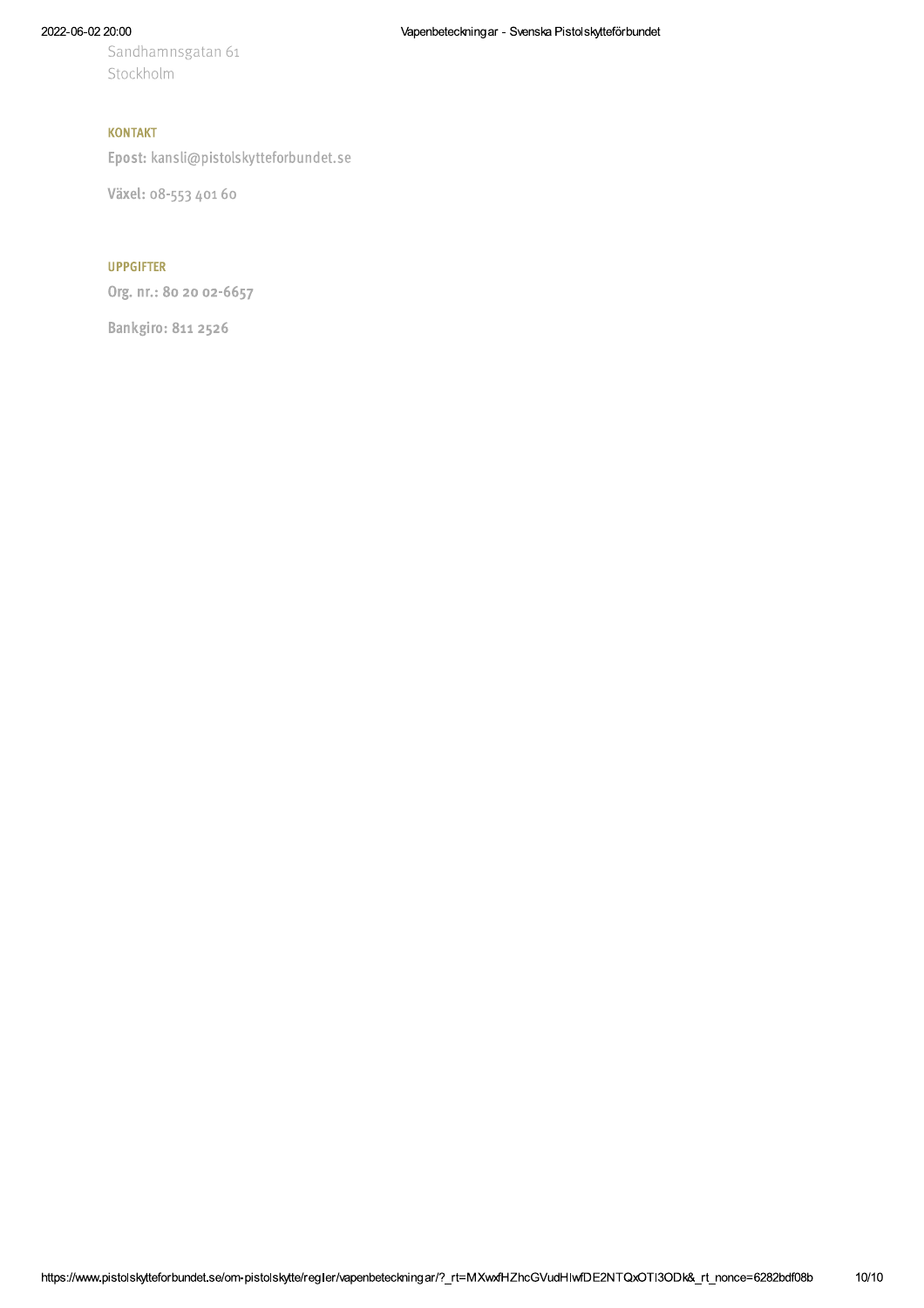Sandhamnsgatan 61
Stockholm

### KONTAKT

**Epost:** kansli@pistolskytteforbundet.se

**Växel:** 08-553 401 60

### UPPGIFTER

**Org. nr.: 80 20 02-6657**

**Bankgiro: 811 2526**